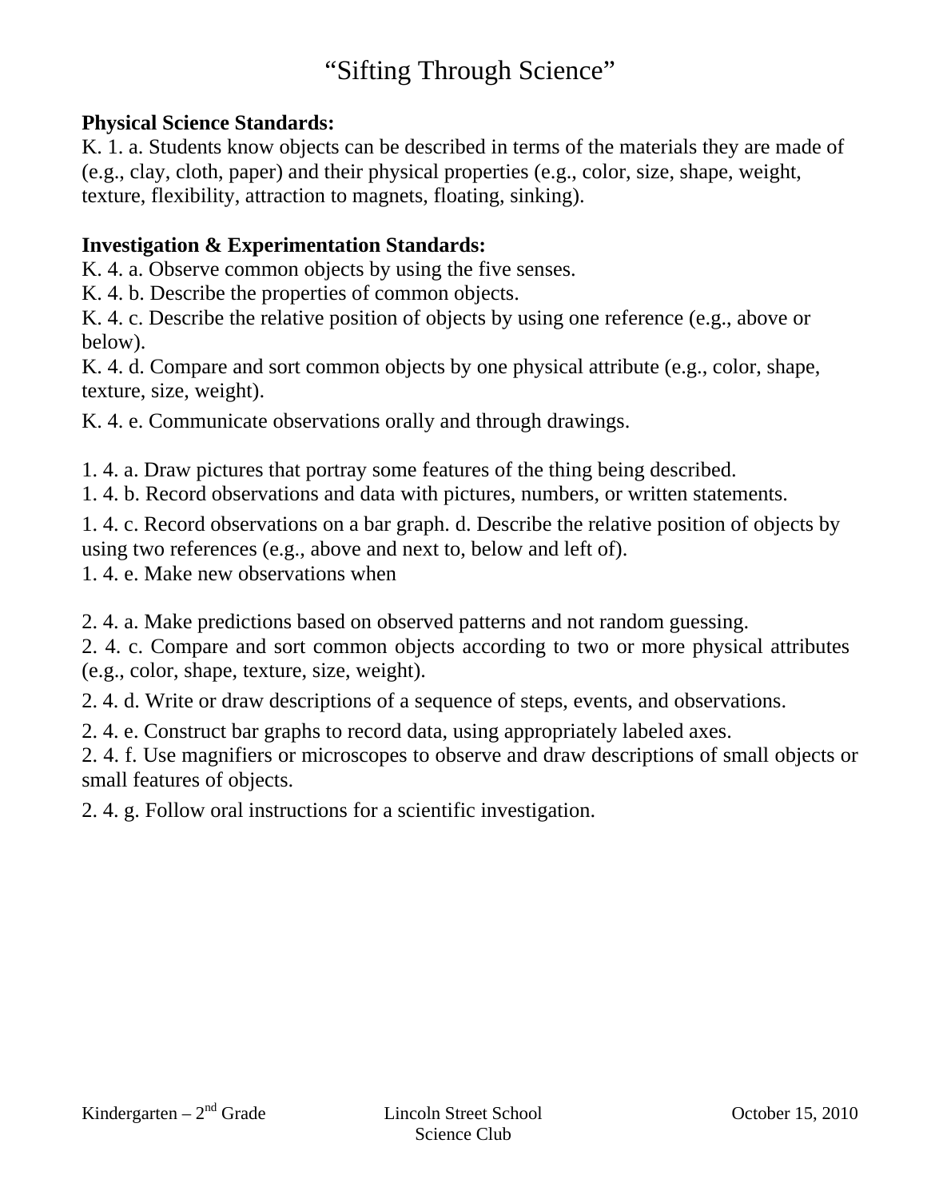# "Sifting Through Science"

**Physical Science Standards:**

K. 1. a. Students know objects can be described in terms of the materials they are made of (e.g., clay, cloth, paper) and their physical properties (e.g., color, size, shape, weight, texture, flexibility, attraction to magnets, floating, sinking).

**Investigation & Experimentation Standards:**

K. 4. a. Observe common objects by using the five senses.
K. 4. b. Describe the properties of common objects.
K. 4. c. Describe the relative position of objects by using one reference (e.g., above or below).
K. 4. d. Compare and sort common objects by one physical attribute (e.g., color, shape, texture, size, weight).

K. 4. e. Communicate observations orally and through drawings.

1. 4. a. Draw pictures that portray some features of the thing being described.
1. 4. b. Record observations and data with pictures, numbers, or written statements.

1. 4. c. Record observations on a bar graph. d. Describe the relative position of objects by using two references (e.g., above and next to, below and left of).
1. 4. e. Make new observations when

2. 4. a. Make predictions based on observed patterns and not random guessing.
2. 4. c. Compare and sort common objects according to two or more physical attributes (e.g., color, shape, texture, size, weight).

2. 4. d. Write or draw descriptions of a sequence of steps, events, and observations.

2. 4. e. Construct bar graphs to record data, using appropriately labeled axes.
2. 4. f. Use magnifiers or microscopes to observe and draw descriptions of small objects or small features of objects.

2. 4. g. Follow oral instructions for a scientific investigation.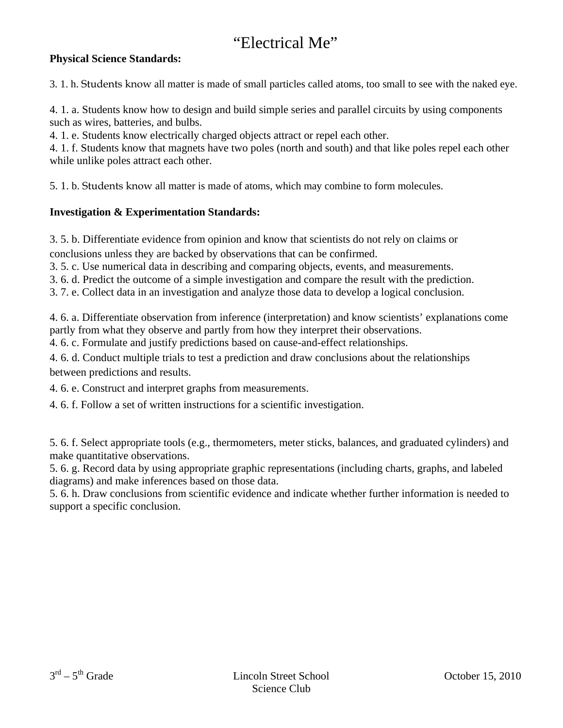# "Electrical Me"

**Physical Science Standards:**

3. 1. h. Students know all matter is made of small particles called atoms, too small to see with the naked eye.

4. 1. a. Students know how to design and build simple series and parallel circuits by using components such as wires, batteries, and bulbs.
4. 1. e. Students know electrically charged objects attract or repel each other.
4. 1. f. Students know that magnets have two poles (north and south) and that like poles repel each other while unlike poles attract each other.

5. 1. b. Students know all matter is made of atoms, which may combine to form molecules.

**Investigation & Experimentation Standards:**

3. 5. b. Differentiate evidence from opinion and know that scientists do not rely on claims or conclusions unless they are backed by observations that can be confirmed.
3. 5. c. Use numerical data in describing and comparing objects, events, and measurements.
3. 6. d. Predict the outcome of a simple investigation and compare the result with the prediction.
3. 7. e. Collect data in an investigation and analyze those data to develop a logical conclusion.

4. 6. a. Differentiate observation from inference (interpretation) and know scientists' explanations come partly from what they observe and partly from how they interpret their observations.
4. 6. c. Formulate and justify predictions based on cause-and-effect relationships.
4. 6. d. Conduct multiple trials to test a prediction and draw conclusions about the relationships between predictions and results.
4. 6. e. Construct and interpret graphs from measurements.
4. 6. f. Follow a set of written instructions for a scientific investigation.

5. 6. f. Select appropriate tools (e.g., thermometers, meter sticks, balances, and graduated cylinders) and make quantitative observations.
5. 6. g. Record data by using appropriate graphic representations (including charts, graphs, and labeled diagrams) and make inferences based on those data.
5. 6. h. Draw conclusions from scientific evidence and indicate whether further information is needed to support a specific conclusion.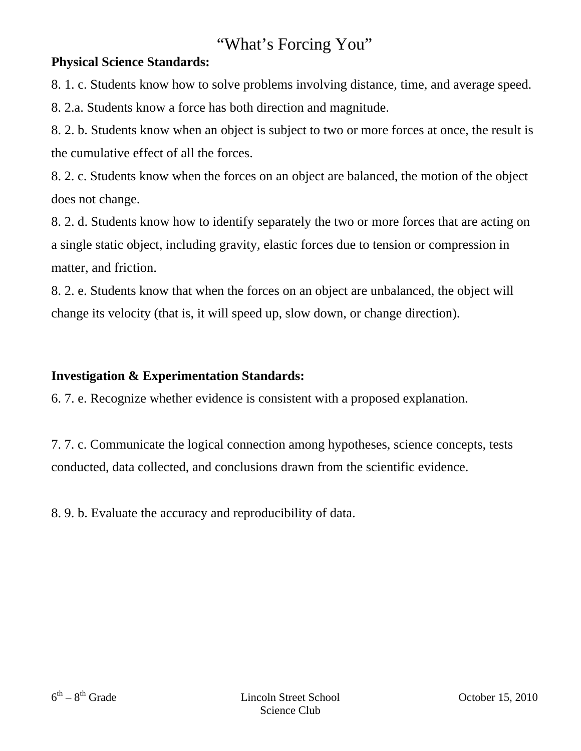# "What's Forcing You"

**Physical Science Standards:**

8. 1. c. Students know how to solve problems involving distance, time, and average speed.

8. 2.a. Students know a force has both direction and magnitude.

8. 2. b. Students know when an object is subject to two or more forces at once, the result is the cumulative effect of all the forces.

8. 2. c. Students know when the forces on an object are balanced, the motion of the object does not change.

8. 2. d. Students know how to identify separately the two or more forces that are acting on a single static object, including gravity, elastic forces due to tension or compression in matter, and friction.

8. 2. e. Students know that when the forces on an object are unbalanced, the object will change its velocity (that is, it will speed up, slow down, or change direction).

**Investigation & Experimentation Standards:**

6. 7. e. Recognize whether evidence is consistent with a proposed explanation.

7. 7. c. Communicate the logical connection among hypotheses, science concepts, tests conducted, data collected, and conclusions drawn from the scientific evidence.

8. 9. b. Evaluate the accuracy and reproducibility of data.